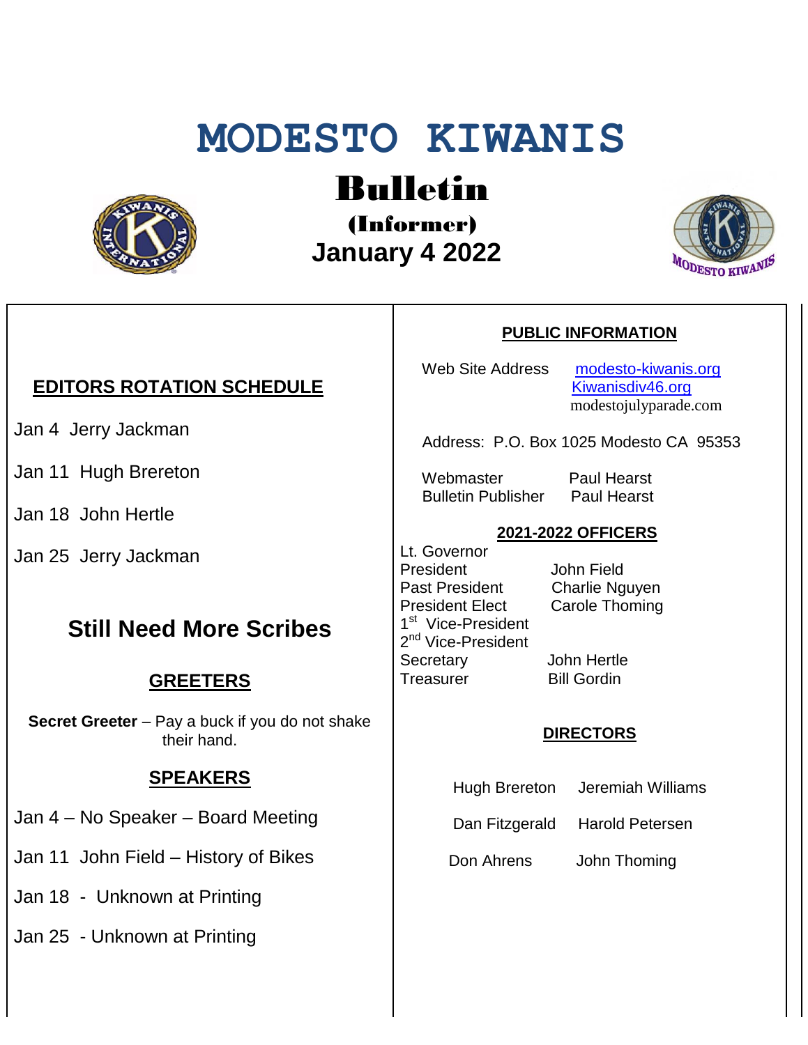# MODESTO KIWANIS

## Bulletin

### (Informer)

### January 4 2022

## EDITORS ROTATION SCHEDULE

Jan 4 Jerry Jackman

Jan 11 Hugh Brereton

Jan 18 John Hertle

Jan 25 Jerry Jackman

## Still Need More Scribes

## GREETERS

**Secret Greeter** – Pay a buck if you do not shake their hand.

## SPEAKERS

Jan 4 – No Speaker – Board Meeting

Jan 11 John Field – History of Bikes

Jan 18 - Unknown at Printing

Jan 25 - Unknown at Printing

## PUBLIC INFORMATION

Web Site Address: modesto-kiwanis.org, Kiwanisdiv46.org, modestojulyparade.com

Address: P.O. Box 1025 Modesto CA 95353

| | |
|---|---|
| Webmaster | Paul Hearst |
| Bulletin Publisher | Paul Hearst |

## 2021-2022 OFFICERS

| | |
|---|---|
| Lt. Governor | |
| President | John Field |
| Past President | Charlie Nguyen |
| President Elect | Carole Thoming |
| 1st Vice-President | |
| 2nd Vice-President | |
| Secretary | John Hertle |
| Treasurer | Bill Gordin |

## DIRECTORS

| | |
|---|---|
| Hugh Brereton | Jeremiah Williams |
| Dan Fitzgerald | Harold Petersen |
| Don Ahrens | John Thoming |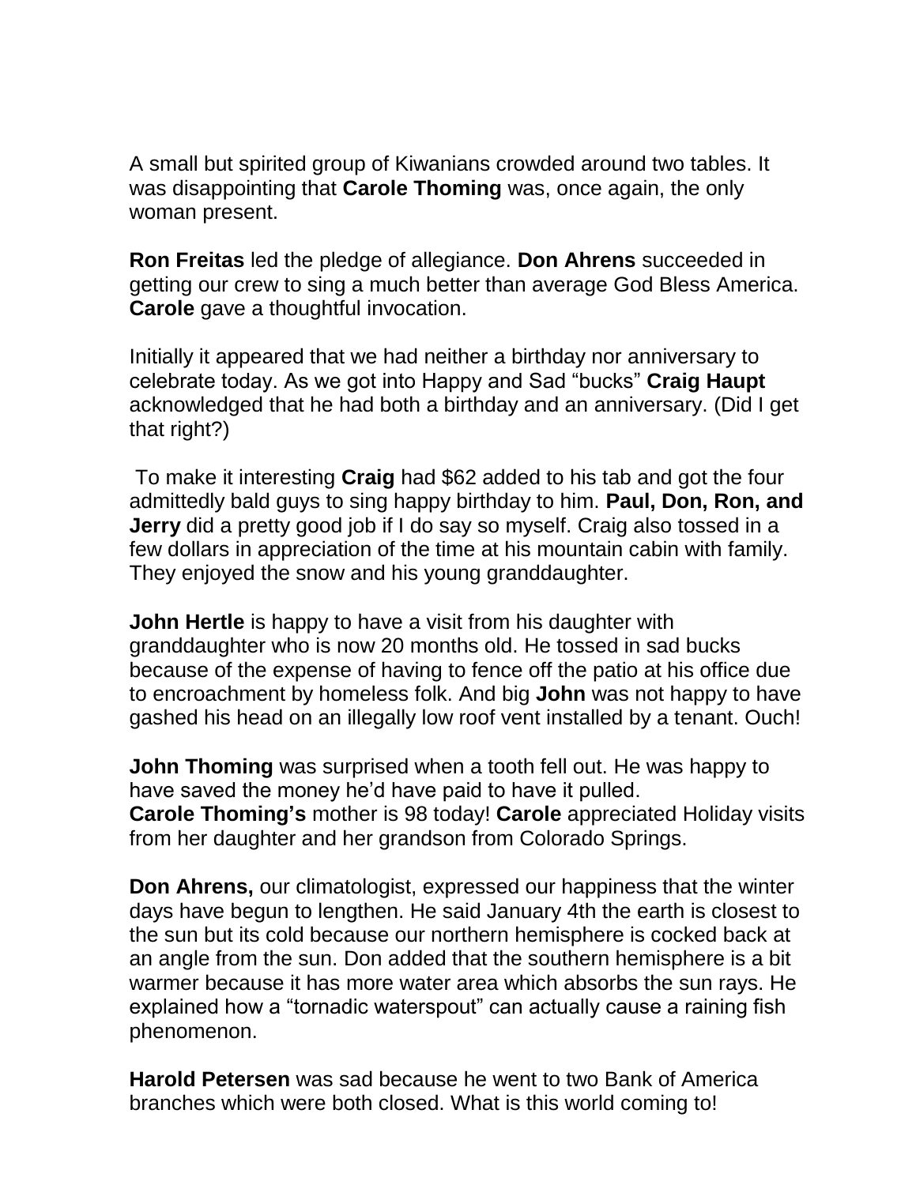A small but spirited group of Kiwanians crowded around two tables. It was disappointing that **Carole Thoming** was, once again, the only woman present.

**Ron Freitas** led the pledge of allegiance. **Don Ahrens** succeeded in getting our crew to sing a much better than average God Bless America. **Carole** gave a thoughtful invocation.

Initially it appeared that we had neither a birthday nor anniversary to celebrate today. As we got into Happy and Sad "bucks" **Craig Haupt** acknowledged that he had both a birthday and an anniversary. (Did I get that right?)

To make it interesting **Craig** had $62 added to his tab and got the four admittedly bald guys to sing happy birthday to him. **Paul, Don, Ron, and Jerry** did a pretty good job if I do say so myself. Craig also tossed in a few dollars in appreciation of the time at his mountain cabin with family. They enjoyed the snow and his young granddaughter.

**John Hertle** is happy to have a visit from his daughter with granddaughter who is now 20 months old. He tossed in sad bucks because of the expense of having to fence off the patio at his office due to encroachment by homeless folk. And big **John** was not happy to have gashed his head on an illegally low roof vent installed by a tenant. Ouch!

**John Thoming** was surprised when a tooth fell out. He was happy to have saved the money he'd have paid to have it pulled.
**Carole Thoming's** mother is 98 today! **Carole** appreciated Holiday visits from her daughter and her grandson from Colorado Springs.

**Don Ahrens,** our climatologist, expressed our happiness that the winter days have begun to lengthen. He said January 4th the earth is closest to the sun but its cold because our northern hemisphere is cocked back at an angle from the sun. Don added that the southern hemisphere is a bit warmer because it has more water area which absorbs the sun rays. He explained how a "tornadic waterspout" can actually cause a raining fish phenomenon.

**Harold Petersen** was sad because he went to two Bank of America branches which were both closed. What is this world coming to!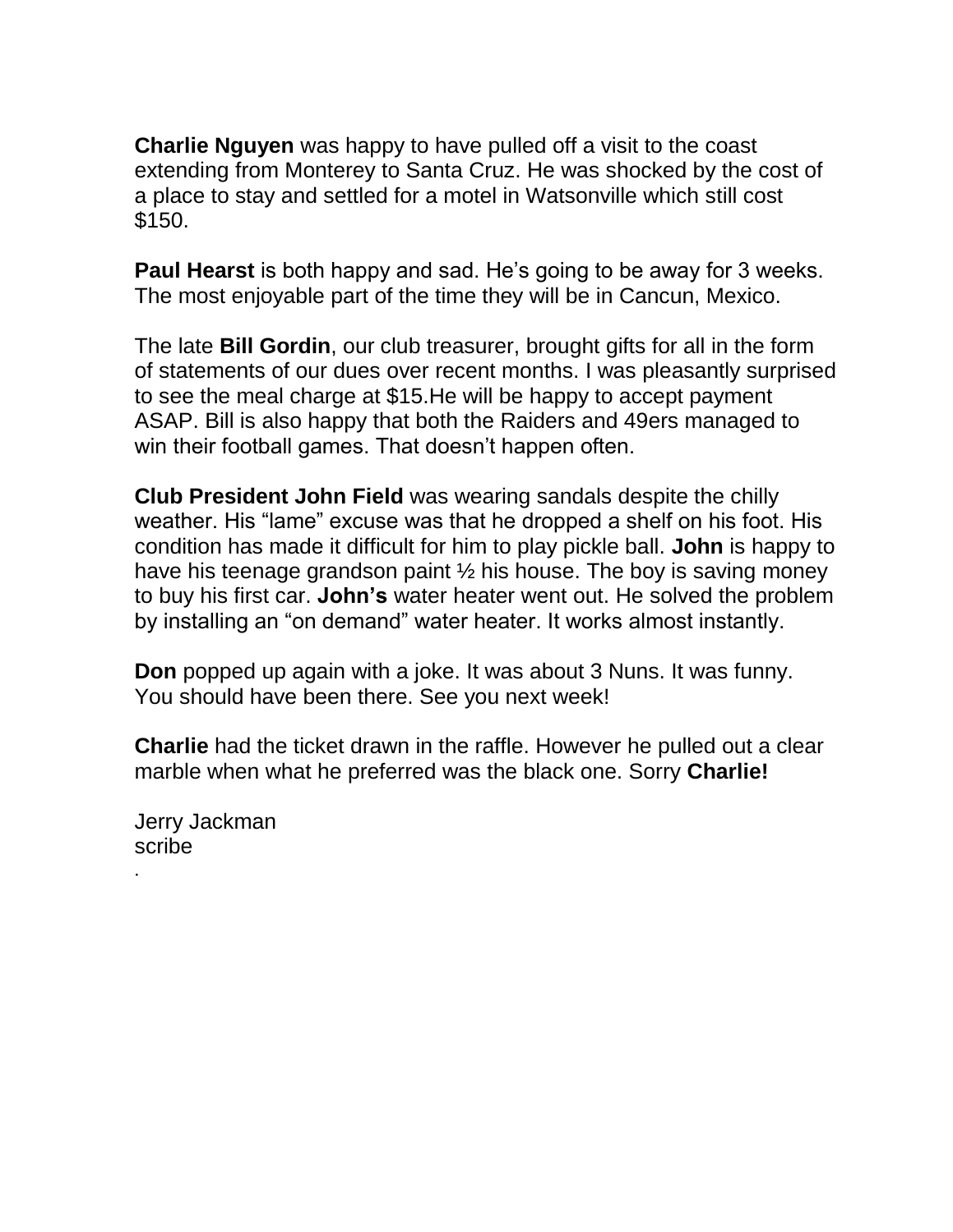**Charlie Nguyen** was happy to have pulled off a visit to the coast extending from Monterey to Santa Cruz. He was shocked by the cost of a place to stay and settled for a motel in Watsonville which still cost $150.

**Paul Hearst** is both happy and sad. He's going to be away for 3 weeks. The most enjoyable part of the time they will be in Cancun, Mexico.

The late **Bill Gordin**, our club treasurer, brought gifts for all in the form of statements of our dues over recent months. I was pleasantly surprised to see the meal charge at $15.He will be happy to accept payment ASAP. Bill is also happy that both the Raiders and 49ers managed to win their football games. That doesn't happen often.

**Club President John Field** was wearing sandals despite the chilly weather. His "lame" excuse was that he dropped a shelf on his foot. His condition has made it difficult for him to play pickle ball. **John** is happy to have his teenage grandson paint ½ his house. The boy is saving money to buy his first car. **John's** water heater went out. He solved the problem by installing an "on demand" water heater. It works almost instantly.

**Don** popped up again with a joke. It was about 3 Nuns. It was funny. You should have been there. See you next week!

**Charlie** had the ticket drawn in the raffle. However he pulled out a clear marble when what he preferred was the black one. Sorry **Charlie!**

Jerry Jackman  
scribe